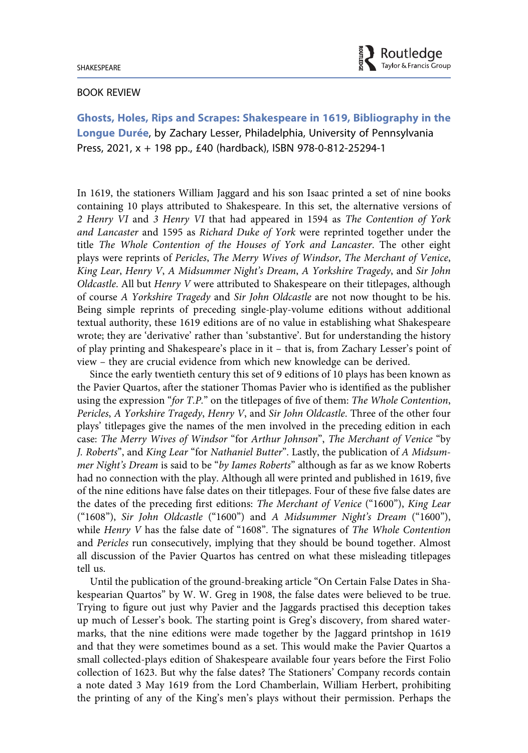## BOOK REVIEW

**Ghosts, Holes, Rips and Scrapes: Shakespeare in 1619, Bibliography in the Longue Durée**, by Zachary Lesser, Philadelphia, University of Pennsylvania Press, 2021, x + 198 pp., £40 (hardback), ISBN 978-0-812-25294-1

In 1619, the stationers William Jaggard and his son Isaac printed a set of nine books containing 10 plays attributed to Shakespeare. In this set, the alternative versions of *2 Henry VI* and *3 Henry VI* that had appeared in 1594 as *The Contention of York and Lancaster* and 1595 as *Richard Duke of York* were reprinted together under the title *The Whole Contention of the Houses of York and Lancaster*. The other eight plays were reprints of *Pericles*, *The Merry Wives of Windsor*, *The Merchant of Venice*, *King Lear*, *Henry V*, *A Midsummer Night's Dream*, *A Yorkshire Tragedy*, and *Sir John Oldcastle*. All but *Henry V* were attributed to Shakespeare on their titlepages, although of course *A Yorkshire Tragedy* and *Sir John Oldcastle* are not now thought to be his. Being simple reprints of preceding single-play-volume editions without additional textual authority, these 1619 editions are of no value in establishing what Shakespeare wrote; they are 'derivative' rather than 'substantive'. But for understanding the history of play printing and Shakespeare's place in it – that is, from Zachary Lesser's point of view – they are crucial evidence from which new knowledge can be derived.

Since the early twentieth century this set of 9 editions of 10 plays has been known as the Pavier Quartos, after the stationer Thomas Pavier who is identified as the publisher using the expression "*for T.P.*" on the titlepages of five of them: *The Whole Contention*, *Pericles*, *A Yorkshire Tragedy*, *Henry V*, and *Sir John Oldcastle*. Three of the other four plays' titlepages give the names of the men involved in the preceding edition in each case: *The Merry Wives of Windsor* "for *Arthur Johnson*", *The Merchant of Venice* "by *J. Roberts*", and *King Lear* "for *Nathaniel Butter*". Lastly, the publication of *A Midsummer Night's Dream* is said to be "*by Iames Roberts*" although as far as we know Roberts had no connection with the play. Although all were printed and published in 1619, five of the nine editions have false dates on their titlepages. Four of these five false dates are the dates of the preceding first editions: *The Merchant of Venice* ("1600"), *King Lear* ("1608"), *Sir John Oldcastle* ("1600") and *A Midsummer Night's Dream* ("1600"), while *Henry V* has the false date of "1608". The signatures of *The Whole Contention* and *Pericles* run consecutively, implying that they should be bound together. Almost all discussion of the Pavier Quartos has centred on what these misleading titlepages tell us.

Until the publication of the ground-breaking article "On Certain False Dates in Shakespearian Quartos" by W. W. Greg in 1908, the false dates were believed to be true. Trying to figure out just why Pavier and the Jaggards practised this deception takes up much of Lesser's book. The starting point is Greg's discovery, from shared watermarks, that the nine editions were made together by the Jaggard printshop in 1619 and that they were sometimes bound as a set. This would make the Pavier Quartos a small collected-plays edition of Shakespeare available four years before the First Folio collection of 1623. But why the false dates? The Stationers' Company records contain a note dated 3 May 1619 from the Lord Chamberlain, William Herbert, prohibiting the printing of any of the King's men's plays without their permission. Perhaps the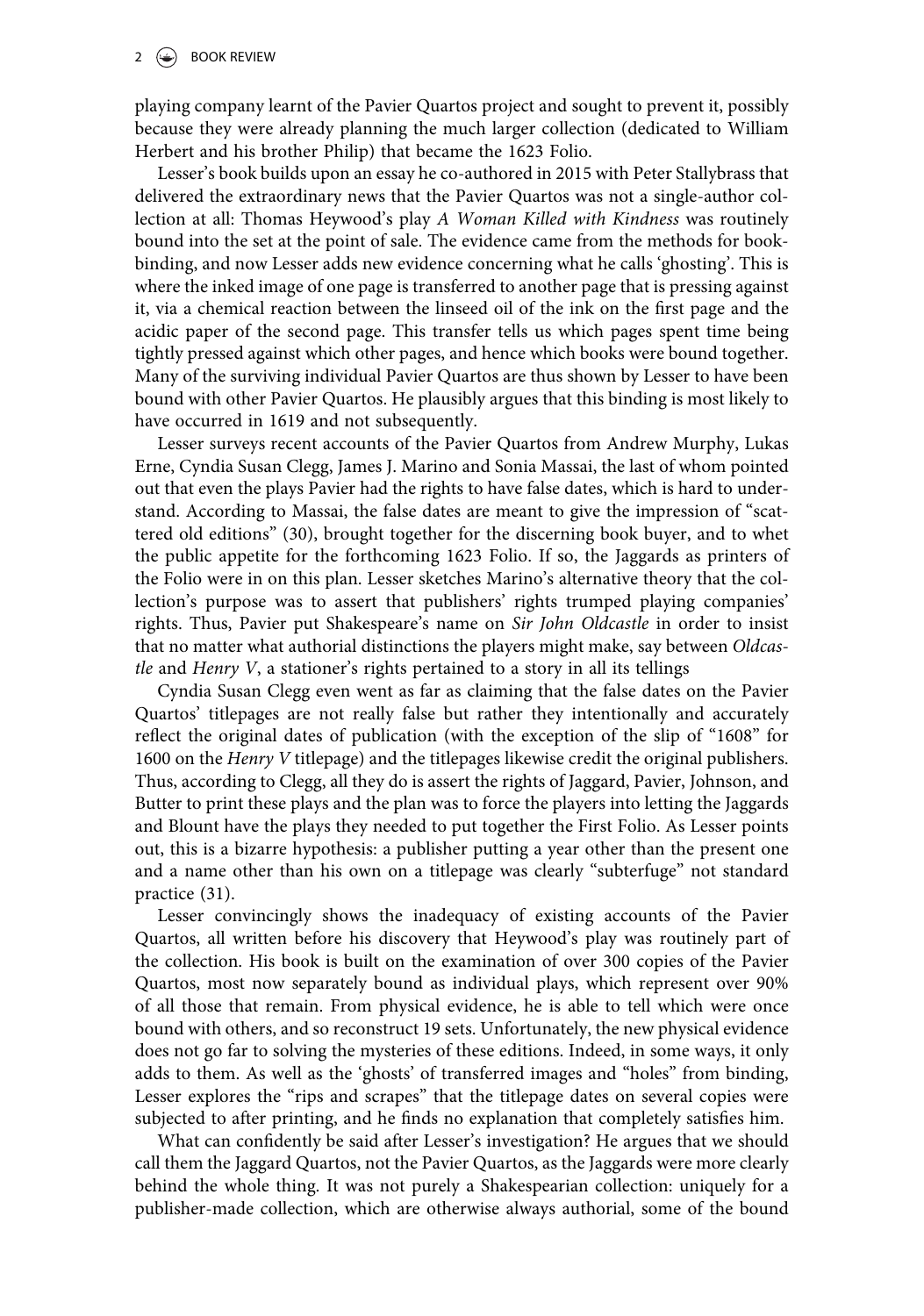playing company learnt of the Pavier Quartos project and sought to prevent it, possibly because they were already planning the much larger collection (dedicated to William Herbert and his brother Philip) that became the 1623 Folio.

Lesser's book builds upon an essay he co-authored in 2015 with Peter Stallybrass that delivered the extraordinary news that the Pavier Quartos was not a single-author collection at all: Thomas Heywood's play *A Woman Killed with Kindness* was routinely bound into the set at the point of sale. The evidence came from the methods for book-binding, and now Lesser adds new evidence concerning what he calls 'ghosting'. This is where the inked image of one page is transferred to another page that is pressing against it, via a chemical reaction between the linseed oil of the ink on the first page and the acidic paper of the second page. This transfer tells us which pages spent time being tightly pressed against which other pages, and hence which books were bound together. Many of the surviving individual Pavier Quartos are thus shown by Lesser to have been bound with other Pavier Quartos. He plausibly argues that this binding is most likely to have occurred in 1619 and not subsequently.

Lesser surveys recent accounts of the Pavier Quartos from Andrew Murphy, Lukas Erne, Cyndia Susan Clegg, James J. Marino and Sonia Massai, the last of whom pointed out that even the plays Pavier had the rights to have false dates, which is hard to understand. According to Massai, the false dates are meant to give the impression of "scattered old editions" (30), brought together for the discerning book buyer, and to whet the public appetite for the forthcoming 1623 Folio. If so, the Jaggards as printers of the Folio were in on this plan. Lesser sketches Marino's alternative theory that the collection's purpose was to assert that publishers' rights trumped playing companies' rights. Thus, Pavier put Shakespeare's name on *Sir John Oldcastle* in order to insist that no matter what authorial distinctions the players might make, say between *Oldcastle* and *Henry V*, a stationer's rights pertained to a story in all its tellings

Cyndia Susan Clegg even went as far as claiming that the false dates on the Pavier Quartos' titlepages are not really false but rather they intentionally and accurately reflect the original dates of publication (with the exception of the slip of "1608" for 1600 on the *Henry V* titlepage) and the titlepages likewise credit the original publishers. Thus, according to Clegg, all they do is assert the rights of Jaggard, Pavier, Johnson, and Butter to print these plays and the plan was to force the players into letting the Jaggards and Blount have the plays they needed to put together the First Folio. As Lesser points out, this is a bizarre hypothesis: a publisher putting a year other than the present one and a name other than his own on a titlepage was clearly "subterfuge" not standard practice (31).

Lesser convincingly shows the inadequacy of existing accounts of the Pavier Quartos, all written before his discovery that Heywood's play was routinely part of the collection. His book is built on the examination of over 300 copies of the Pavier Quartos, most now separately bound as individual plays, which represent over 90% of all those that remain. From physical evidence, he is able to tell which were once bound with others, and so reconstruct 19 sets. Unfortunately, the new physical evidence does not go far to solving the mysteries of these editions. Indeed, in some ways, it only adds to them. As well as the 'ghosts' of transferred images and "holes" from binding, Lesser explores the "rips and scrapes" that the titlepage dates on several copies were subjected to after printing, and he finds no explanation that completely satisfies him.

What can confidently be said after Lesser's investigation? He argues that we should call them the Jaggard Quartos, not the Pavier Quartos, as the Jaggards were more clearly behind the whole thing. It was not purely a Shakespearian collection: uniquely for a publisher-made collection, which are otherwise always authorial, some of the bound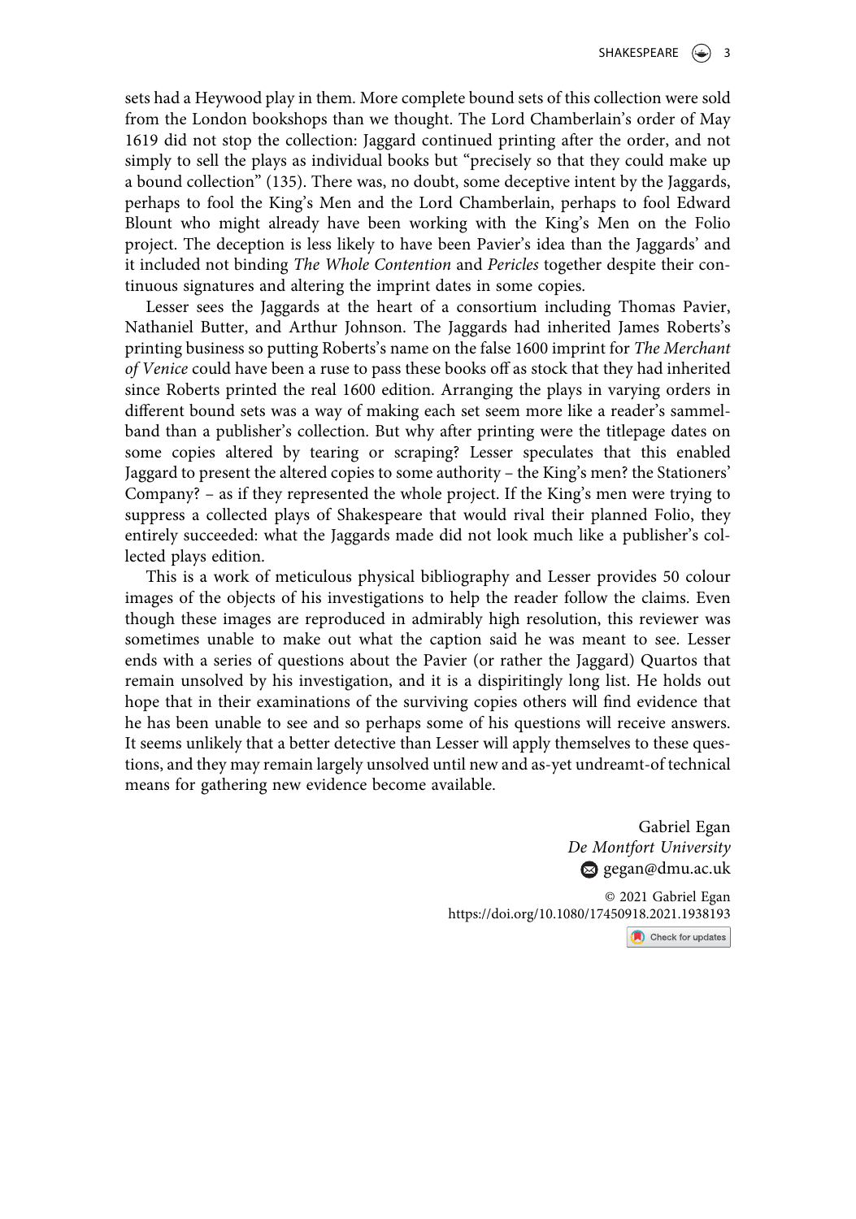sets had a Heywood play in them. More complete bound sets of this collection were sold from the London bookshops than we thought. The Lord Chamberlain's order of May 1619 did not stop the collection: Jaggard continued printing after the order, and not simply to sell the plays as individual books but "precisely so that they could make up a bound collection" (135). There was, no doubt, some deceptive intent by the Jaggards, perhaps to fool the King's Men and the Lord Chamberlain, perhaps to fool Edward Blount who might already have been working with the King's Men on the Folio project. The deception is less likely to have been Pavier's idea than the Jaggards' and it included not binding *The Whole Contention* and *Pericles* together despite their continuous signatures and altering the imprint dates in some copies.

Lesser sees the Jaggards at the heart of a consortium including Thomas Pavier, Nathaniel Butter, and Arthur Johnson. The Jaggards had inherited James Roberts's printing business so putting Roberts's name on the false 1600 imprint for *The Merchant of Venice* could have been a ruse to pass these books off as stock that they had inherited since Roberts printed the real 1600 edition. Arranging the plays in varying orders in different bound sets was a way of making each set seem more like a reader's sammelband than a publisher's collection. But why after printing were the titlepage dates on some copies altered by tearing or scraping? Lesser speculates that this enabled Jaggard to present the altered copies to some authority – the King's men? the Stationers' Company? – as if they represented the whole project. If the King's men were trying to suppress a collected plays of Shakespeare that would rival their planned Folio, they entirely succeeded: what the Jaggards made did not look much like a publisher's collected plays edition.

This is a work of meticulous physical bibliography and Lesser provides 50 colour images of the objects of his investigations to help the reader follow the claims. Even though these images are reproduced in admirably high resolution, this reviewer was sometimes unable to make out what the caption said he was meant to see. Lesser ends with a series of questions about the Pavier (or rather the Jaggard) Quartos that remain unsolved by his investigation, and it is a dispiritingly long list. He holds out hope that in their examinations of the surviving copies others will find evidence that he has been unable to see and so perhaps some of his questions will receive answers. It seems unlikely that a better detective than Lesser will apply themselves to these questions, and they may remain largely unsolved until new and as-yet undreamt-of technical means for gathering new evidence become available.

Gabriel Egan
*De Montfort University*
gegan@dmu.ac.uk

© 2021 Gabriel Egan
https://doi.org/10.1080/17450918.2021.1938193